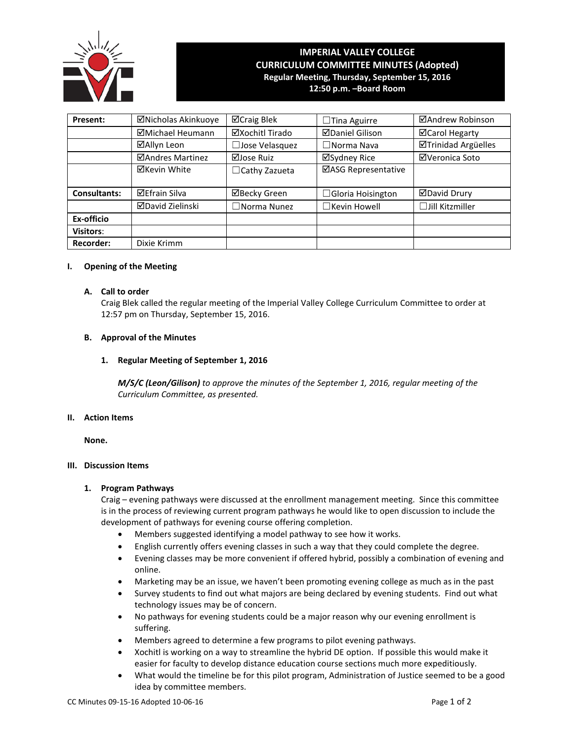# IMPERIAL VALLEY COLLEGE
## CURRICULUM COMMITTEE MINUTES (Adopted)
**Regular Meeting, Thursday, September 15, 2016**
**12:50 p.m. –Board Room**

| | | | | |
|---|---|---|---|---|
| **Present:** | ☑Nicholas Akinkuoye | ☑Craig Blek | ☐Tina Aguirre | ☑Andrew Robinson |
| | ☑Michael Heumann | ☑Xochitl Tirado | ☑Daniel Gilison | ☑Carol Hegarty |
| | ☑Allyn Leon | ☐Jose Velasquez | ☐Norma Nava | ☑Trinidad Argüelles |
| | ☑Andres Martinez | ☑Jose Ruiz | ☑Sydney Rice | ☑Veronica Soto |
| | ☑Kevin White | ☐Cathy Zazueta | ☑ASG Representative | |
| **Consultants:** | ☑Efrain Silva | ☑Becky Green | ☐Gloria Hoisington | ☑David Drury |
| | ☑David Zielinski | ☐Norma Nunez | ☐Kevin Howell | ☐Jill Kitzmiller |
| **Ex-officio** | | | | |
| **Visitors**: | | | | |
| **Recorder:** | Dixie Krimm | | | |

## I. Opening of the Meeting

### A. Call to order

Craig Blek called the regular meeting of the Imperial Valley College Curriculum Committee to order at 12:57 pm on Thursday, September 15, 2016.

### B. Approval of the Minutes

#### 1. Regular Meeting of September 1, 2016

***M/S/C (Leon/Gilison)*** *to approve the minutes of the September 1, 2016, regular meeting of the Curriculum Committee, as presented.*

## II. Action Items

**None.**

## III. Discussion Items

### 1. Program Pathways

Craig – evening pathways were discussed at the enrollment management meeting. Since this committee is in the process of reviewing current program pathways he would like to open discussion to include the development of pathways for evening course offering completion.

- Members suggested identifying a model pathway to see how it works.
- English currently offers evening classes in such a way that they could complete the degree.
- Evening classes may be more convenient if offered hybrid, possibly a combination of evening and online.
- Marketing may be an issue, we haven't been promoting evening college as much as in the past
- Survey students to find out what majors are being declared by evening students. Find out what technology issues may be of concern.
- No pathways for evening students could be a major reason why our evening enrollment is suffering.
- Members agreed to determine a few programs to pilot evening pathways.
- Xochitl is working on a way to streamline the hybrid DE option. If possible this would make it easier for faculty to develop distance education course sections much more expeditiously.
- What would the timeline be for this pilot program, Administration of Justice seemed to be a good idea by committee members.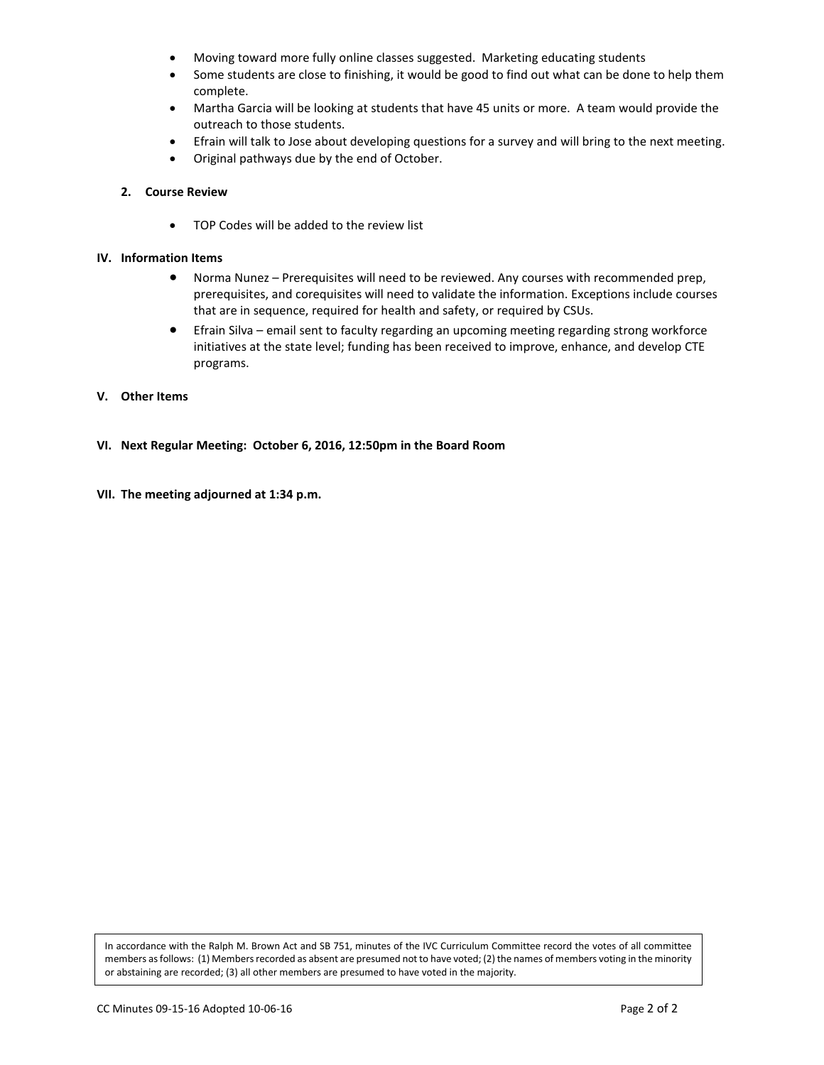- Moving toward more fully online classes suggested. Marketing educating students
- Some students are close to finishing, it would be good to find out what can be done to help them complete.
- Martha Garcia will be looking at students that have 45 units or more. A team would provide the outreach to those students.
- Efrain will talk to Jose about developing questions for a survey and will bring to the next meeting.
- Original pathways due by the end of October.

**2. Course Review**

- TOP Codes will be added to the review list

**IV. Information Items**

- Norma Nunez – Prerequisites will need to be reviewed. Any courses with recommended prep, prerequisites, and corequisites will need to validate the information. Exceptions include courses that are in sequence, required for health and safety, or required by CSUs.
- Efrain Silva – email sent to faculty regarding an upcoming meeting regarding strong workforce initiatives at the state level; funding has been received to improve, enhance, and develop CTE programs.

**V. Other Items**

**VI. Next Regular Meeting: October 6, 2016, 12:50pm in the Board Room**

**VII. The meeting adjourned at 1:34 p.m.**

In accordance with the Ralph M. Brown Act and SB 751, minutes of the IVC Curriculum Committee record the votes of all committee members as follows: (1) Members recorded as absent are presumed not to have voted; (2) the names of members voting in the minority or abstaining are recorded; (3) all other members are presumed to have voted in the majority.